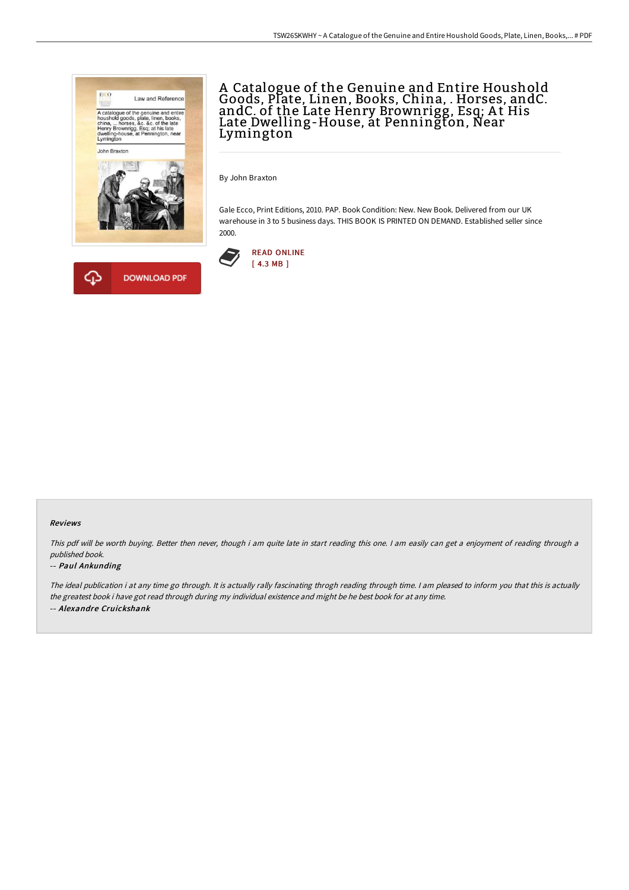# A Catalogue of the Genuine and Entire Houshold Goods, Plate, Linen, Books, China, . Horses, andC. andC. of the Late Henry Brownrigg, Esq; At His Late Dwelling-House, at Pennington, Near Lymington

By John Braxton

Gale Ecco, Print Editions, 2010. PAP. Book Condition: New. New Book. Delivered from our UK warehouse in 3 to 5 business days. THIS BOOK IS PRINTED ON DEMAND. Established seller since 2000.

READ ONLINE
[ 4.3 MB ]

DOWNLOAD PDF

#### Reviews

*This pdf will be worth buying. Better then never, though i am quite late in start reading this one. I am easily can get a enjoyment of reading through a published book.*

*-- **Paul Ankunding***

*The ideal publication i at any time go through. It is actually rally fascinating throgh reading through time. I am pleased to inform you that this is actually the greatest book i have got read through during my individual existence and might be he best book for at any time.*

*-- **Alexandre Cruickshank***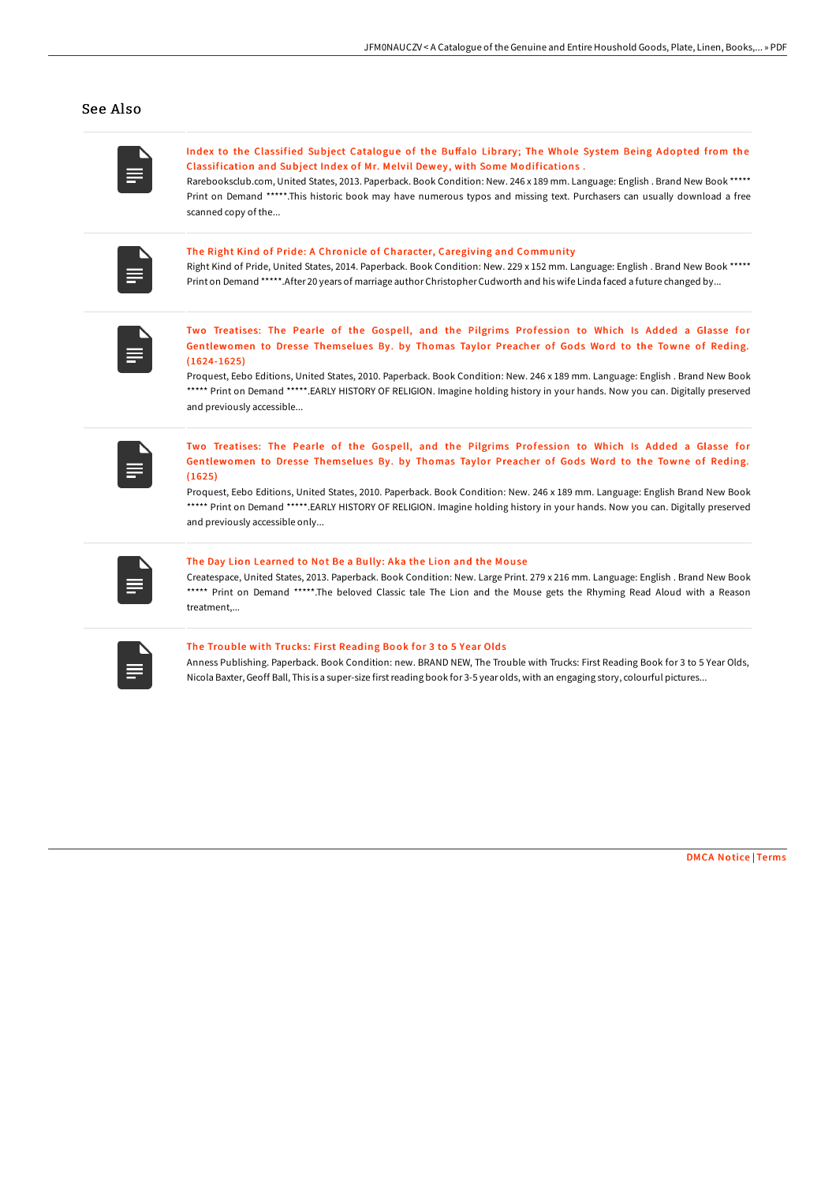## See Also

**Index to the Classified Subject Catalogue of the Buffalo Library; The Whole System Being Adopted from the Classification and Subject Index of Mr. Melvil Dewey, with Some Modifications .**

Rarebooksclub.com, United States, 2013. Paperback. Book Condition: New. 246 x 189 mm. Language: English . Brand New Book ***** Print on Demand *****.This historic book may have numerous typos and missing text. Purchasers can usually download a free scanned copy of the...

**The Right Kind of Pride: A Chronicle of Character, Caregiving and Community**

Right Kind of Pride, United States, 2014. Paperback. Book Condition: New. 229 x 152 mm. Language: English . Brand New Book ***** Print on Demand *****.After 20 years of marriage author Christopher Cudworth and his wife Linda faced a future changed by...

**Two Treatises: The Pearle of the Gospell, and the Pilgrims Profession to Which Is Added a Glasse for Gentlewomen to Dresse Themselues By. by Thomas Taylor Preacher of Gods Word to the Towne of Reding. (1624-1625)**

Proquest, Eebo Editions, United States, 2010. Paperback. Book Condition: New. 246 x 189 mm. Language: English . Brand New Book ***** Print on Demand *****.EARLY HISTORY OF RELIGION. Imagine holding history in your hands. Now you can. Digitally preserved and previously accessible...

**Two Treatises: The Pearle of the Gospell, and the Pilgrims Profession to Which Is Added a Glasse for Gentlewomen to Dresse Themselues By. by Thomas Taylor Preacher of Gods Word to the Towne of Reding. (1625)**

Proquest, Eebo Editions, United States, 2010. Paperback. Book Condition: New. 246 x 189 mm. Language: English Brand New Book ***** Print on Demand *****.EARLY HISTORY OF RELIGION. Imagine holding history in your hands. Now you can. Digitally preserved and previously accessible only...

**The Day Lion Learned to Not Be a Bully: Aka the Lion and the Mouse**

Createspace, United States, 2013. Paperback. Book Condition: New. Large Print. 279 x 216 mm. Language: English . Brand New Book ***** Print on Demand *****.The beloved Classic tale The Lion and the Mouse gets the Rhyming Read Aloud with a Reason treatment,...

**The Trouble with Trucks: First Reading Book for 3 to 5 Year Olds**

Anness Publishing. Paperback. Book Condition: new. BRAND NEW, The Trouble with Trucks: First Reading Book for 3 to 5 Year Olds, Nicola Baxter, Geoff Ball, This is a super-size first reading book for 3-5 year olds, with an engaging story, colourful pictures...